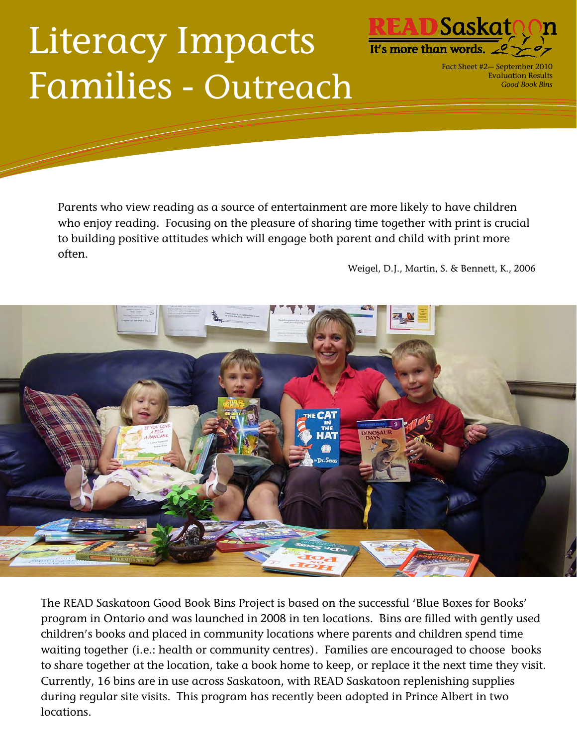# Literacy Impacts Families - Outreach

READ Saskatoon
It's more than words.

Fact Sheet #2— September 2010
Evaluation Results
*Good Book Bins*

Parents who view reading as a source of entertainment are more likely to have children who enjoy reading. Focusing on the pleasure of sharing time together with print is crucial to building positive attitudes which will engage both parent and child with print more often.

Weigel, D.J., Martin, S. & Bennett, K., 2006

The READ Saskatoon Good Book Bins Project is based on the successful 'Blue Boxes for Books' program in Ontario and was launched in 2008 in ten locations. Bins are filled with gently used children's books and placed in community locations where parents and children spend time waiting together (i.e.: health or community centres). Families are encouraged to choose books to share together at the location, take a book home to keep, or replace it the next time they visit. Currently, 16 bins are in use across Saskatoon, with READ Saskatoon replenishing supplies during regular site visits. This program has recently been adopted in Prince Albert in two locations.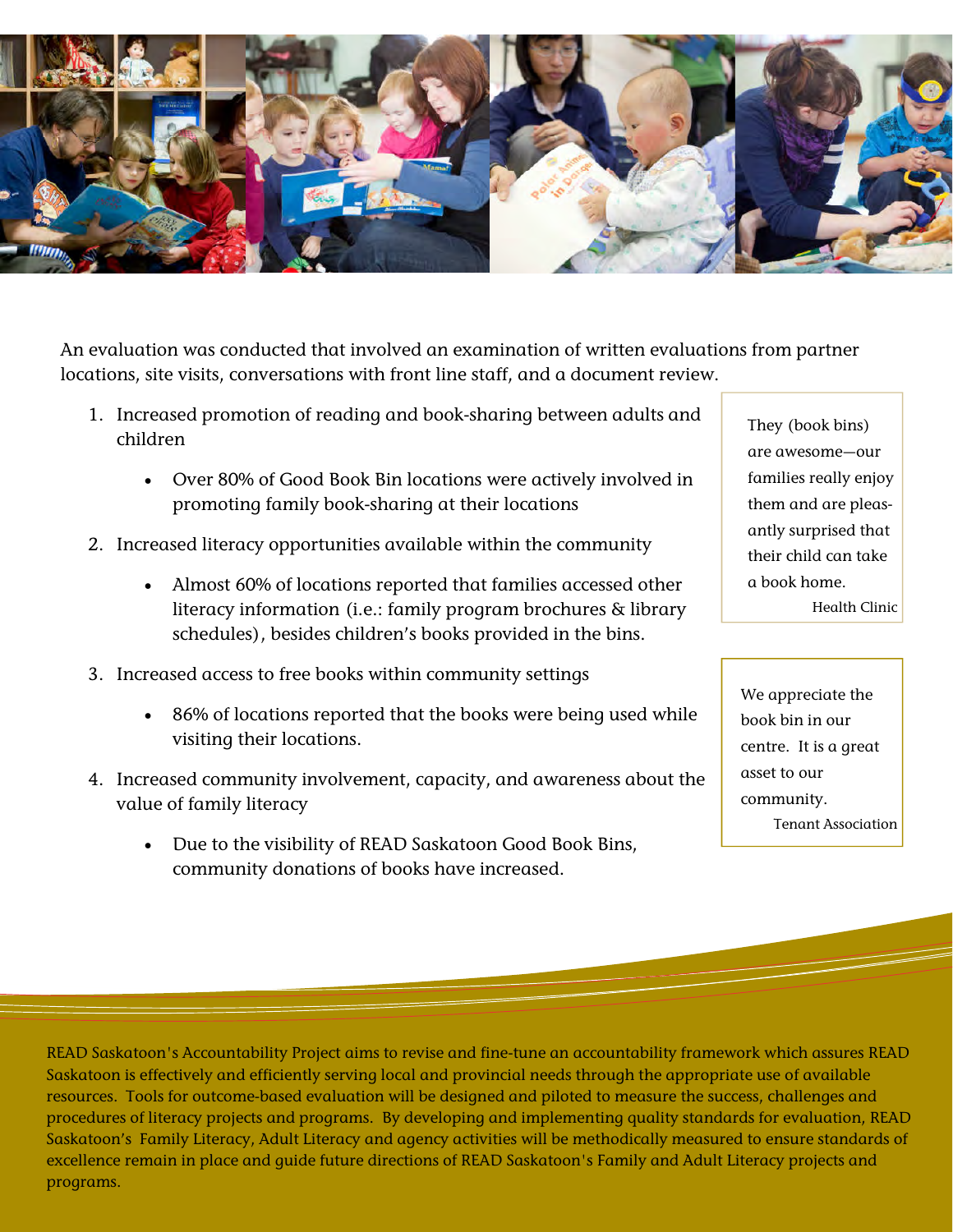An evaluation was conducted that involved an examination of written evaluations from partner locations, site visits, conversations with front line staff, and a document review.

1. Increased promotion of reading and book-sharing between adults and children
    - Over 80% of Good Book Bin locations were actively involved in promoting family book-sharing at their locations
2. Increased literacy opportunities available within the community
    - Almost 60% of locations reported that families accessed other literacy information (i.e.: family program brochures & library schedules), besides children's books provided in the bins.
3. Increased access to free books within community settings
    - 86% of locations reported that the books were being used while visiting their locations.
4. Increased community involvement, capacity, and awareness about the value of family literacy
    - Due to the visibility of READ Saskatoon Good Book Bins, community donations of books have increased.

> They (book bins) are awesome—our families really enjoy them and are pleasantly surprised that their child can take a book home.
>
> Health Clinic

> We appreciate the book bin in our centre. It is a great asset to our community.
>
> Tenant Association

READ Saskatoon's Accountability Project aims to revise and fine-tune an accountability framework which assures READ Saskatoon is effectively and efficiently serving local and provincial needs through the appropriate use of available resources. Tools for outcome-based evaluation will be designed and piloted to measure the success, challenges and procedures of literacy projects and programs. By developing and implementing quality standards for evaluation, READ Saskatoon's Family Literacy, Adult Literacy and agency activities will be methodically measured to ensure standards of excellence remain in place and guide future directions of READ Saskatoon's Family and Adult Literacy projects and programs.